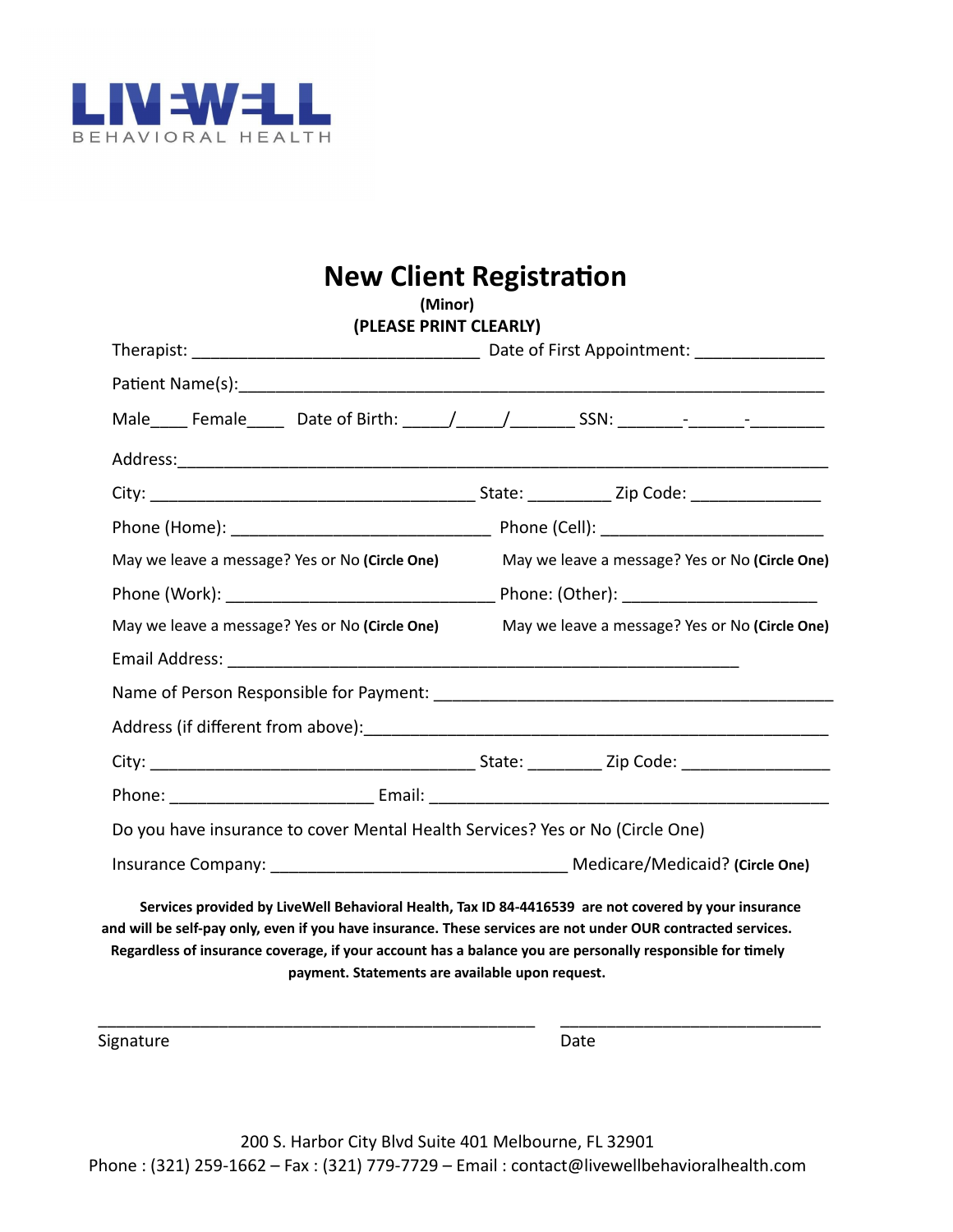LIVEWELL
BEHAVIORAL HEALTH

# New Client Registration

**(Minor)**

**(PLEASE PRINT CLEARLY)**

Therapist: ______________________________ Date of First Appointment: _____________

Patient Name(s):_____________________________________________________________

Male____ Female____ Date of Birth: _____/_____/_______ SSN: _______-______-________

Address:____________________________________________________________________

City: ___________________________________ State: _________ Zip Code: ______________

Phone (Home): ____________________________ Phone (Cell): ________________________

May we leave a message? Yes or No **(Circle One)** May we leave a message? Yes or No **(Circle One)**

Phone (Work): ______________________________ Phone: (Other): _____________________

May we leave a message? Yes or No **(Circle One)** May we leave a message? Yes or No **(Circle One)**

Email Address: ________________________________________________________

Name of Person Responsible for Payment: ____________________________________________

Address (if different from above):__________________________________________________

City: ___________________________________ State: ________ Zip Code: ________________

Phone: ______________________ Email: _____________________________________________

Do you have insurance to cover Mental Health Services? Yes or No (Circle One)

Insurance Company: ________________________________ Medicare/Medicaid? **(Circle One)**

**Services provided by LiveWell Behavioral Health, Tax ID 84-4416539 are not covered by your insurance and will be self-pay only, even if you have insurance. These services are not under OUR contracted services. Regardless of insurance coverage, if your account has a balance you are personally responsible for timely payment. Statements are available upon request.**

_______________________________________________ ____________________________

Signature Date

200 S. Harbor City Blvd Suite 401 Melbourne, FL 32901

Phone : (321) 259-1662 – Fax : (321) 779-7729 – Email : contact@livewellbehavioralhealth.com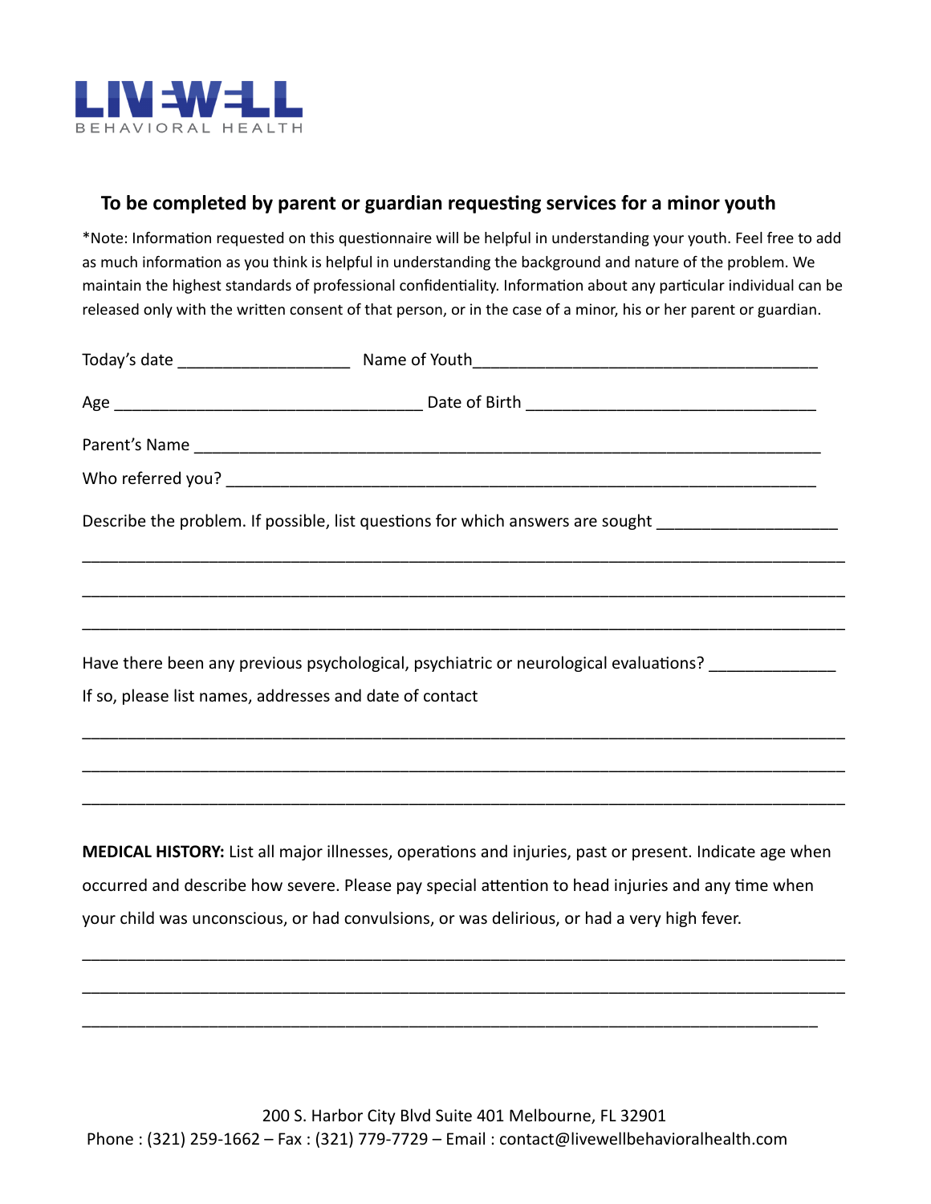LIVEWELL
BEHAVIORAL HEALTH

## To be completed by parent or guardian requesting services for a minor youth

*Note: Information requested on this questionnaire will be helpful in understanding your youth. Feel free to add as much information as you think is helpful in understanding the background and nature of the problem. We maintain the highest standards of professional confidentiality. Information about any particular individual can be released only with the written consent of that person, or in the case of a minor, his or her parent or guardian.

Today's date ___________________ Name of Youth______________________________________

Age __________________________________ Date of Birth ________________________________

Parent's Name ______________________________________________________________________

Who referred you? __________________________________________________________________

Describe the problem. If possible, list questions for which answers are sought ____________________

____________________________________________________________________________________

____________________________________________________________________________________

____________________________________________________________________________________

Have there been any previous psychological, psychiatric or neurological evaluations? _____________

If so, please list names, addresses and date of contact

____________________________________________________________________________________

____________________________________________________________________________________

____________________________________________________________________________________

**MEDICAL HISTORY:** List all major illnesses, operations and injuries, past or present. Indicate age when occurred and describe how severe. Please pay special attention to head injuries and any time when your child was unconscious, or had convulsions, or was delirious, or had a very high fever.

____________________________________________________________________________________

____________________________________________________________________________________

____________________________________________________________________________________

200 S. Harbor City Blvd Suite 401 Melbourne, FL 32901
Phone : (321) 259-1662 – Fax : (321) 779-7729 – Email : contact@livewellbehavioralhealth.com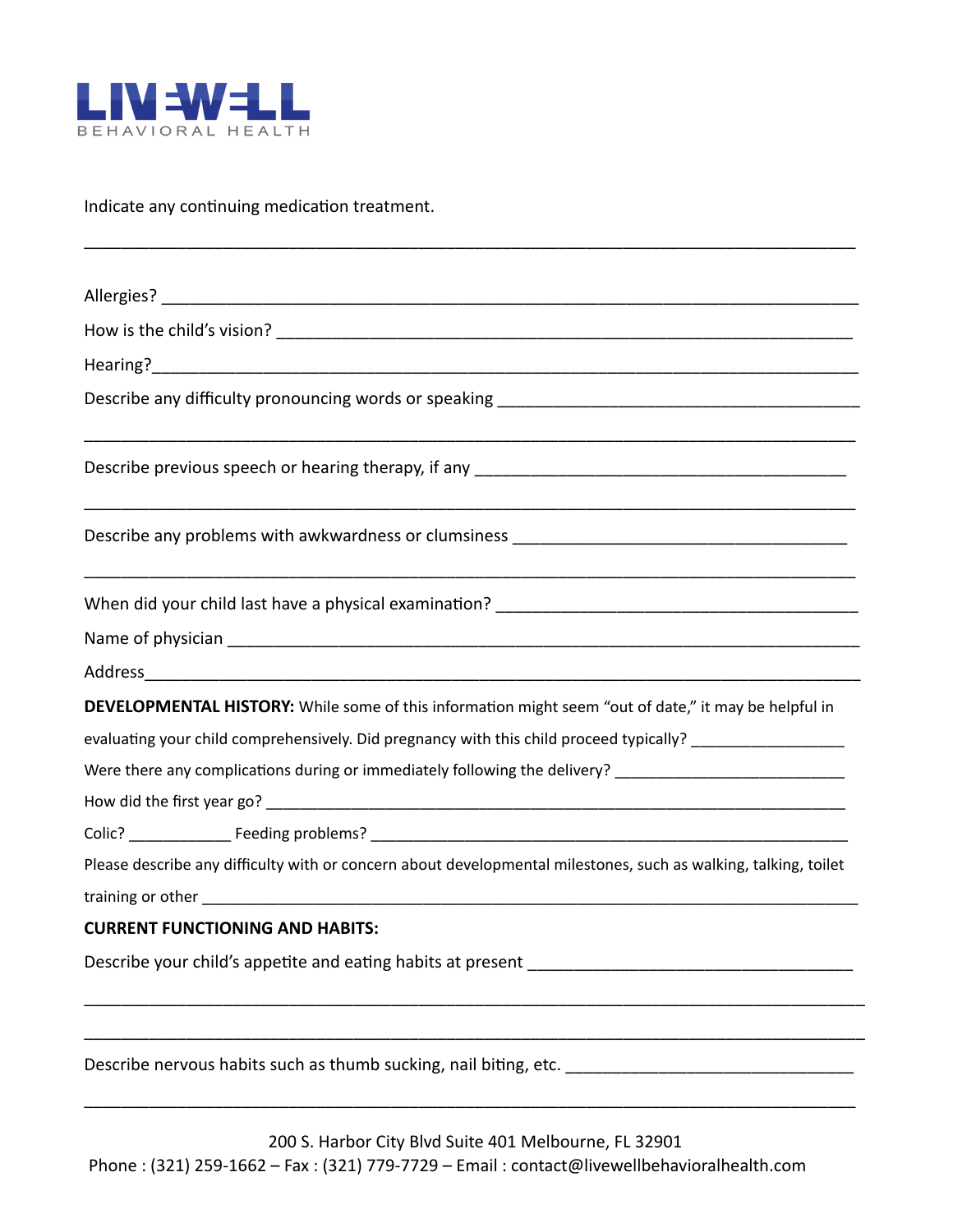Indicate any continuing medication treatment.

______________________________________________________________________________

Allergies? ____________________________________________________________________

How is the child's vision? _______________________________________________________

Hearing?______________________________________________________________________

Describe any difficulty pronouncing words or speaking ________________________________

______________________________________________________________________________

Describe previous speech or hearing therapy, if any ___________________________________

______________________________________________________________________________

Describe any problems with awkwardness or clumsiness ________________________________

______________________________________________________________________________

When did your child last have a physical examination? _________________________________

Name of physician ______________________________________________________________

Address_______________________________________________________________________

**DEVELOPMENTAL HISTORY:** While some of this information might seem "out of date," it may be helpful in evaluating your child comprehensively. Did pregnancy with this child proceed typically? _________________

Were there any complications during or immediately following the delivery? __________________________

How did the first year go? ________________________________________________________________

Colic? ____________ Feeding problems? ____________________________________________________

Please describe any difficulty with or concern about developmental milestones, such as walking, talking, toilet training or other _________________________________________________________________________

**CURRENT FUNCTIONING AND HABITS:**

Describe your child's appetite and eating habits at present ____________________________________

______________________________________________________________________________

______________________________________________________________________________

Describe nervous habits such as thumb sucking, nail biting, etc. ________________________________

______________________________________________________________________________

200 S. Harbor City Blvd Suite 401 Melbourne, FL 32901
Phone : (321) 259-1662 – Fax : (321) 779-7729 – Email : contact@livewellbehavioralhealth.com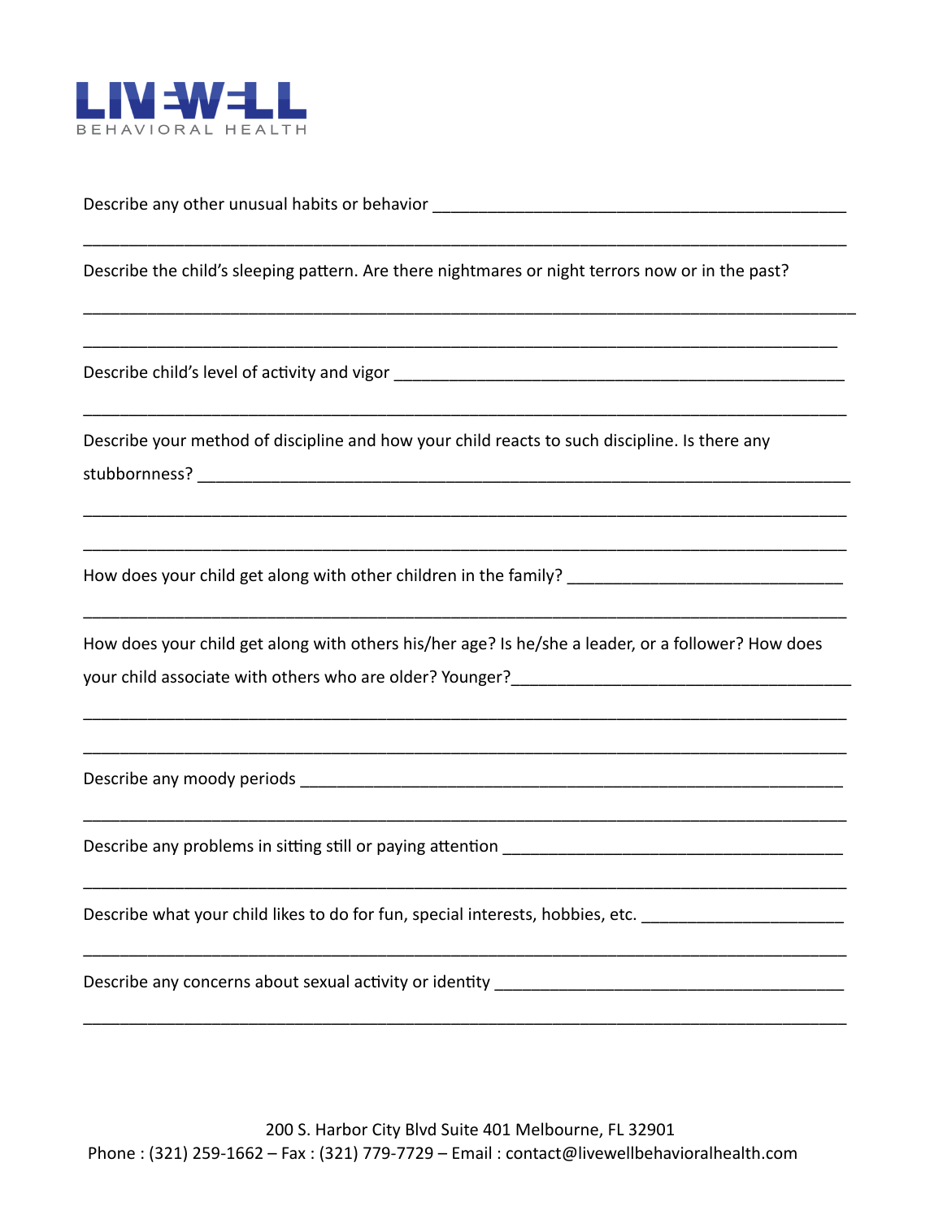Describe any other unusual habits or behavior _______________________________________________

_____________________________________________________________________________________

Describe the child's sleeping pattern. Are there nightmares or night terrors now or in the past?

_____________________________________________________________________________________

_____________________________________________________________________________________

Describe child's level of activity and vigor _____________________________________________________

_____________________________________________________________________________________

Describe your method of discipline and how your child reacts to such discipline. Is there any stubbornness? ______________________________________________________________________

_____________________________________________________________________________________

_____________________________________________________________________________________

How does your child get along with other children in the family? ______________________________

_____________________________________________________________________________________

How does your child get along with others his/her age? Is he/she a leader, or a follower? How does your child associate with others who are older? Younger?_____________________________________

_____________________________________________________________________________________

_____________________________________________________________________________________

Describe any moody periods ____________________________________________________________

_____________________________________________________________________________________

Describe any problems in sitting still or paying attention _____________________________________

_____________________________________________________________________________________

Describe what your child likes to do for fun, special interests, hobbies, etc. _____________________

_____________________________________________________________________________________

Describe any concerns about sexual activity or identity ______________________________________

_____________________________________________________________________________________

200 S. Harbor City Blvd Suite 401 Melbourne, FL 32901
Phone : (321) 259-1662 – Fax : (321) 779-7729 – Email : contact@livewellbehavioralhealth.com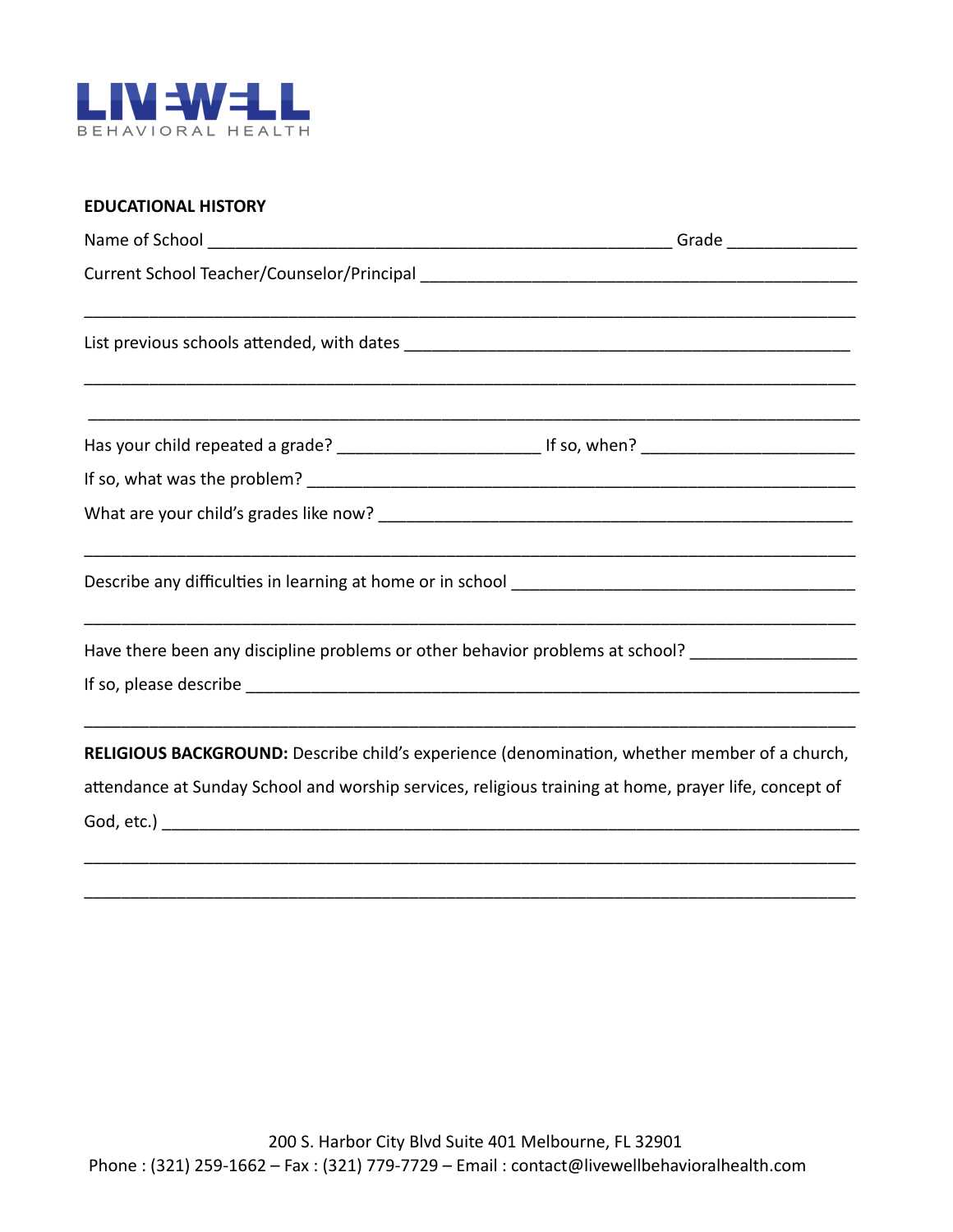LIVEWELL BEHAVIORAL HEALTH

**EDUCATIONAL HISTORY**

Name of School ___________________________________________________ Grade _____________

Current School Teacher/Counselor/Principal _______________________________________________

_____________________________________________________________________________________

List previous schools attended, with dates _______________________________________________

_____________________________________________________________________________________

_____________________________________________________________________________________

Has your child repeated a grade? ______________________ If so, when? _______________________

If so, what was the problem? ___________________________________________________________

What are your child's grades like now? ___________________________________________________

_____________________________________________________________________________________

Describe any difficulties in learning at home or in school _____________________________________

_____________________________________________________________________________________

Have there been any discipline problems or other behavior problems at school? _________________

If so, please describe ___________________________________________________________________

_____________________________________________________________________________________

**RELIGIOUS BACKGROUND:** Describe child's experience (denomination, whether member of a church, attendance at Sunday School and worship services, religious training at home, prayer life, concept of God, etc.) _____________________________________________________________________________

_____________________________________________________________________________________

_____________________________________________________________________________________

200 S. Harbor City Blvd Suite 401 Melbourne, FL 32901
Phone : (321) 259-1662 – Fax : (321) 779-7729 – Email : contact@livewellbehavioralhealth.com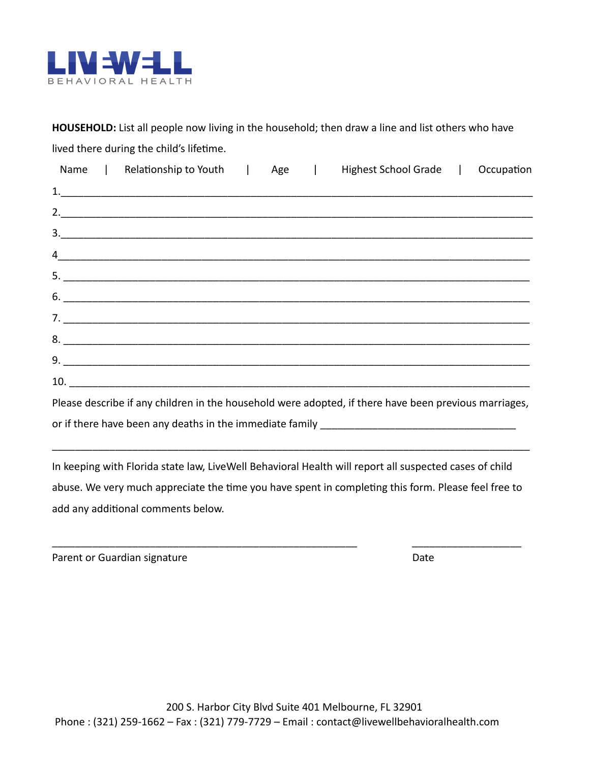LIVEWELL
BEHAVIORAL HEALTH

**HOUSEHOLD:** List all people now living in the household; then draw a line and list others who have lived there during the child's lifetime.

Name | Relationship to Youth | Age | Highest School Grade | Occupation

1.________________________________________________________________________________

2.________________________________________________________________________________

3.________________________________________________________________________________

4________________________________________________________________________________

5. ________________________________________________________________________________

6. ________________________________________________________________________________

7. ________________________________________________________________________________

8. ________________________________________________________________________________

9. ________________________________________________________________________________

10. _______________________________________________________________________________

Please describe if any children in the household were adopted, if there have been previous marriages, or if there have been any deaths in the immediate family ___________________________________

________________________________________________________________________________

In keeping with Florida state law, LiveWell Behavioral Health will report all suspected cases of child abuse. We very much appreciate the time you have spent in completing this form. Please feel free to add any additional comments below.

_______________________________________________________  ___________________

Parent or Guardian signature  Date

200 S. Harbor City Blvd Suite 401 Melbourne, FL 32901
Phone : (321) 259-1662 – Fax : (321) 779-7729 – Email : contact@livewellbehavioralhealth.com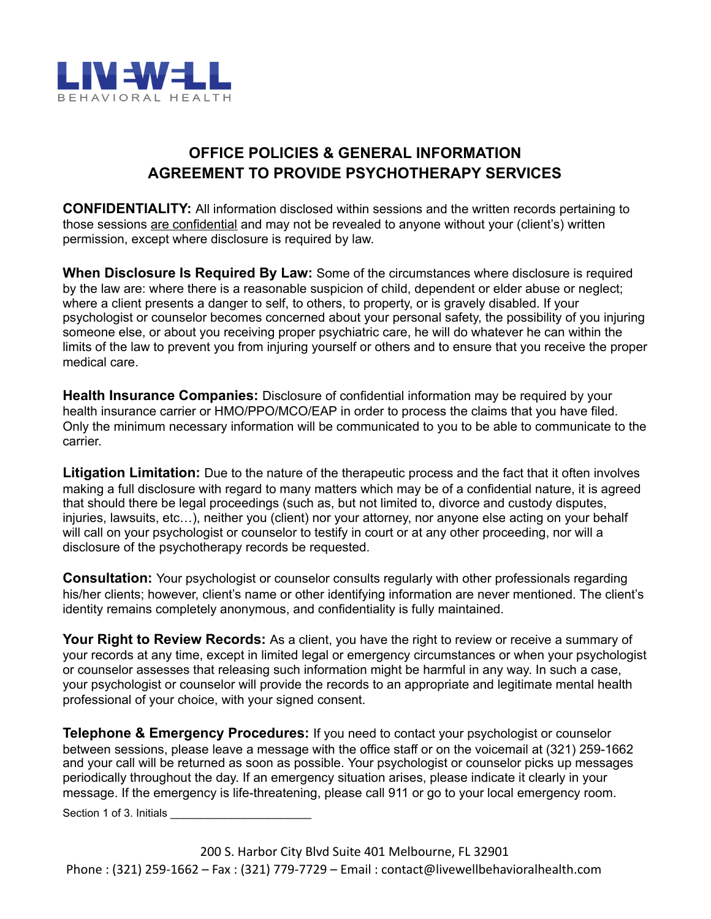LIVEWELL
BEHAVIORAL HEALTH

## OFFICE POLICIES & GENERAL INFORMATION
## AGREEMENT TO PROVIDE PSYCHOTHERAPY SERVICES

**CONFIDENTIALITY:** All information disclosed within sessions and the written records pertaining to those sessions are confidential and may not be revealed to anyone without your (client's) written permission, except where disclosure is required by law.

**When Disclosure Is Required By Law:** Some of the circumstances where disclosure is required by the law are: where there is a reasonable suspicion of child, dependent or elder abuse or neglect; where a client presents a danger to self, to others, to property, or is gravely disabled. If your psychologist or counselor becomes concerned about your personal safety, the possibility of you injuring someone else, or about you receiving proper psychiatric care, he will do whatever he can within the limits of the law to prevent you from injuring yourself or others and to ensure that you receive the proper medical care.

**Health Insurance Companies:** Disclosure of confidential information may be required by your health insurance carrier or HMO/PPO/MCO/EAP in order to process the claims that you have filed. Only the minimum necessary information will be communicated to you to be able to communicate to the carrier.

**Litigation Limitation:** Due to the nature of the therapeutic process and the fact that it often involves making a full disclosure with regard to many matters which may be of a confidential nature, it is agreed that should there be legal proceedings (such as, but not limited to, divorce and custody disputes, injuries, lawsuits, etc…), neither you (client) nor your attorney, nor anyone else acting on your behalf will call on your psychologist or counselor to testify in court or at any other proceeding, nor will a disclosure of the psychotherapy records be requested.

**Consultation:** Your psychologist or counselor consults regularly with other professionals regarding his/her clients; however, client's name or other identifying information are never mentioned. The client's identity remains completely anonymous, and confidentiality is fully maintained.

**Your Right to Review Records:** As a client, you have the right to review or receive a summary of your records at any time, except in limited legal or emergency circumstances or when your psychologist or counselor assesses that releasing such information might be harmful in any way. In such a case, your psychologist or counselor will provide the records to an appropriate and legitimate mental health professional of your choice, with your signed consent.

**Telephone & Emergency Procedures:** If you need to contact your psychologist or counselor between sessions, please leave a message with the office staff or on the voicemail at (321) 259-1662 and your call will be returned as soon as possible. Your psychologist or counselor picks up messages periodically throughout the day. If an emergency situation arises, please indicate it clearly in your message. If the emergency is life-threatening, please call 911 or go to your local emergency room.

Section 1 of 3. Initials ______________________

200 S. Harbor City Blvd Suite 401 Melbourne, FL 32901
Phone : (321) 259-1662 – Fax : (321) 779-7729 – Email : contact@livewellbehavioralhealth.com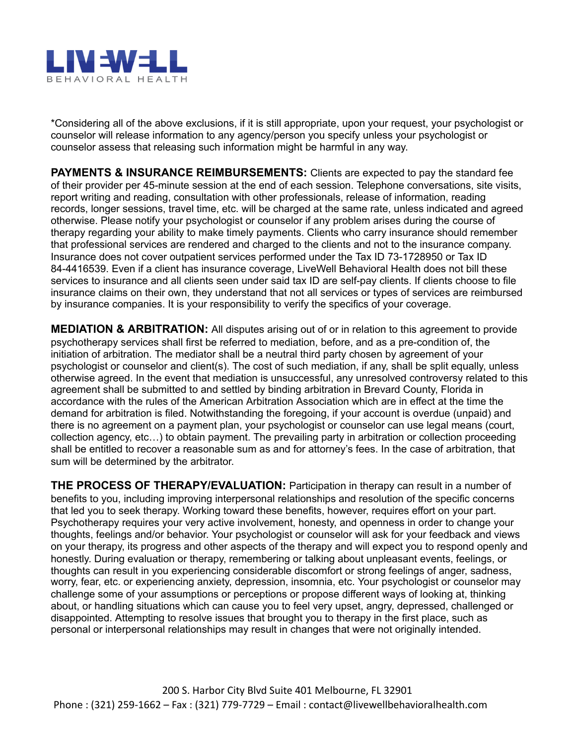*Considering all of the above exclusions, if it is still appropriate, upon your request, your psychologist or counselor will release information to any agency/person you specify unless your psychologist or counselor assess that releasing such information might be harmful in any way.

**PAYMENTS & INSURANCE REIMBURSEMENTS:** Clients are expected to pay the standard fee of their provider per 45-minute session at the end of each session. Telephone conversations, site visits, report writing and reading, consultation with other professionals, release of information, reading records, longer sessions, travel time, etc. will be charged at the same rate, unless indicated and agreed otherwise. Please notify your psychologist or counselor if any problem arises during the course of therapy regarding your ability to make timely payments. Clients who carry insurance should remember that professional services are rendered and charged to the clients and not to the insurance company. Insurance does not cover outpatient services performed under the Tax ID 73-1728950 or Tax ID 84-4416539. Even if a client has insurance coverage, LiveWell Behavioral Health does not bill these services to insurance and all clients seen under said tax ID are self-pay clients. If clients choose to file insurance claims on their own, they understand that not all services or types of services are reimbursed by insurance companies. It is your responsibility to verify the specifics of your coverage.

**MEDIATION & ARBITRATION:** All disputes arising out of or in relation to this agreement to provide psychotherapy services shall first be referred to mediation, before, and as a pre-condition of, the initiation of arbitration. The mediator shall be a neutral third party chosen by agreement of your psychologist or counselor and client(s). The cost of such mediation, if any, shall be split equally, unless otherwise agreed. In the event that mediation is unsuccessful, any unresolved controversy related to this agreement shall be submitted to and settled by binding arbitration in Brevard County, Florida in accordance with the rules of the American Arbitration Association which are in effect at the time the demand for arbitration is filed. Notwithstanding the foregoing, if your account is overdue (unpaid) and there is no agreement on a payment plan, your psychologist or counselor can use legal means (court, collection agency, etc…) to obtain payment. The prevailing party in arbitration or collection proceeding shall be entitled to recover a reasonable sum as and for attorney's fees. In the case of arbitration, that sum will be determined by the arbitrator.

**THE PROCESS OF THERAPY/EVALUATION:** Participation in therapy can result in a number of benefits to you, including improving interpersonal relationships and resolution of the specific concerns that led you to seek therapy. Working toward these benefits, however, requires effort on your part. Psychotherapy requires your very active involvement, honesty, and openness in order to change your thoughts, feelings and/or behavior. Your psychologist or counselor will ask for your feedback and views on your therapy, its progress and other aspects of the therapy and will expect you to respond openly and honestly. During evaluation or therapy, remembering or talking about unpleasant events, feelings, or thoughts can result in you experiencing considerable discomfort or strong feelings of anger, sadness, worry, fear, etc. or experiencing anxiety, depression, insomnia, etc. Your psychologist or counselor may challenge some of your assumptions or perceptions or propose different ways of looking at, thinking about, or handling situations which can cause you to feel very upset, angry, depressed, challenged or disappointed. Attempting to resolve issues that brought you to therapy in the first place, such as personal or interpersonal relationships may result in changes that were not originally intended.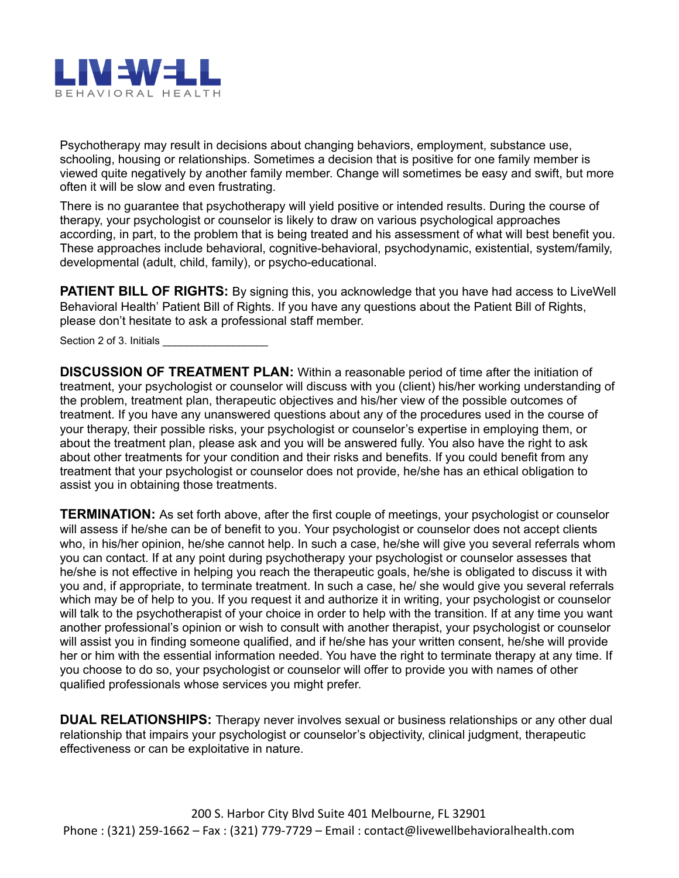Psychotherapy may result in decisions about changing behaviors, employment, substance use, schooling, housing or relationships. Sometimes a decision that is positive for one family member is viewed quite negatively by another family member. Change will sometimes be easy and swift, but more often it will be slow and even frustrating.

There is no guarantee that psychotherapy will yield positive or intended results. During the course of therapy, your psychologist or counselor is likely to draw on various psychological approaches according, in part, to the problem that is being treated and his assessment of what will best benefit you. These approaches include behavioral, cognitive-behavioral, psychodynamic, existential, system/family, developmental (adult, child, family), or psycho-educational.

**PATIENT BILL OF RIGHTS:** By signing this, you acknowledge that you have had access to LiveWell Behavioral Health' Patient Bill of Rights. If you have any questions about the Patient Bill of Rights, please don't hesitate to ask a professional staff member.

Section 2 of 3. Initials _________________

**DISCUSSION OF TREATMENT PLAN:** Within a reasonable period of time after the initiation of treatment, your psychologist or counselor will discuss with you (client) his/her working understanding of the problem, treatment plan, therapeutic objectives and his/her view of the possible outcomes of treatment. If you have any unanswered questions about any of the procedures used in the course of your therapy, their possible risks, your psychologist or counselor's expertise in employing them, or about the treatment plan, please ask and you will be answered fully. You also have the right to ask about other treatments for your condition and their risks and benefits. If you could benefit from any treatment that your psychologist or counselor does not provide, he/she has an ethical obligation to assist you in obtaining those treatments.

**TERMINATION:** As set forth above, after the first couple of meetings, your psychologist or counselor will assess if he/she can be of benefit to you. Your psychologist or counselor does not accept clients who, in his/her opinion, he/she cannot help. In such a case, he/she will give you several referrals whom you can contact. If at any point during psychotherapy your psychologist or counselor assesses that he/she is not effective in helping you reach the therapeutic goals, he/she is obligated to discuss it with you and, if appropriate, to terminate treatment. In such a case, he/ she would give you several referrals which may be of help to you. If you request it and authorize it in writing, your psychologist or counselor will talk to the psychotherapist of your choice in order to help with the transition. If at any time you want another professional's opinion or wish to consult with another therapist, your psychologist or counselor will assist you in finding someone qualified, and if he/she has your written consent, he/she will provide her or him with the essential information needed. You have the right to terminate therapy at any time. If you choose to do so, your psychologist or counselor will offer to provide you with names of other qualified professionals whose services you might prefer.

**DUAL RELATIONSHIPS:** Therapy never involves sexual or business relationships or any other dual relationship that impairs your psychologist or counselor's objectivity, clinical judgment, therapeutic effectiveness or can be exploitative in nature.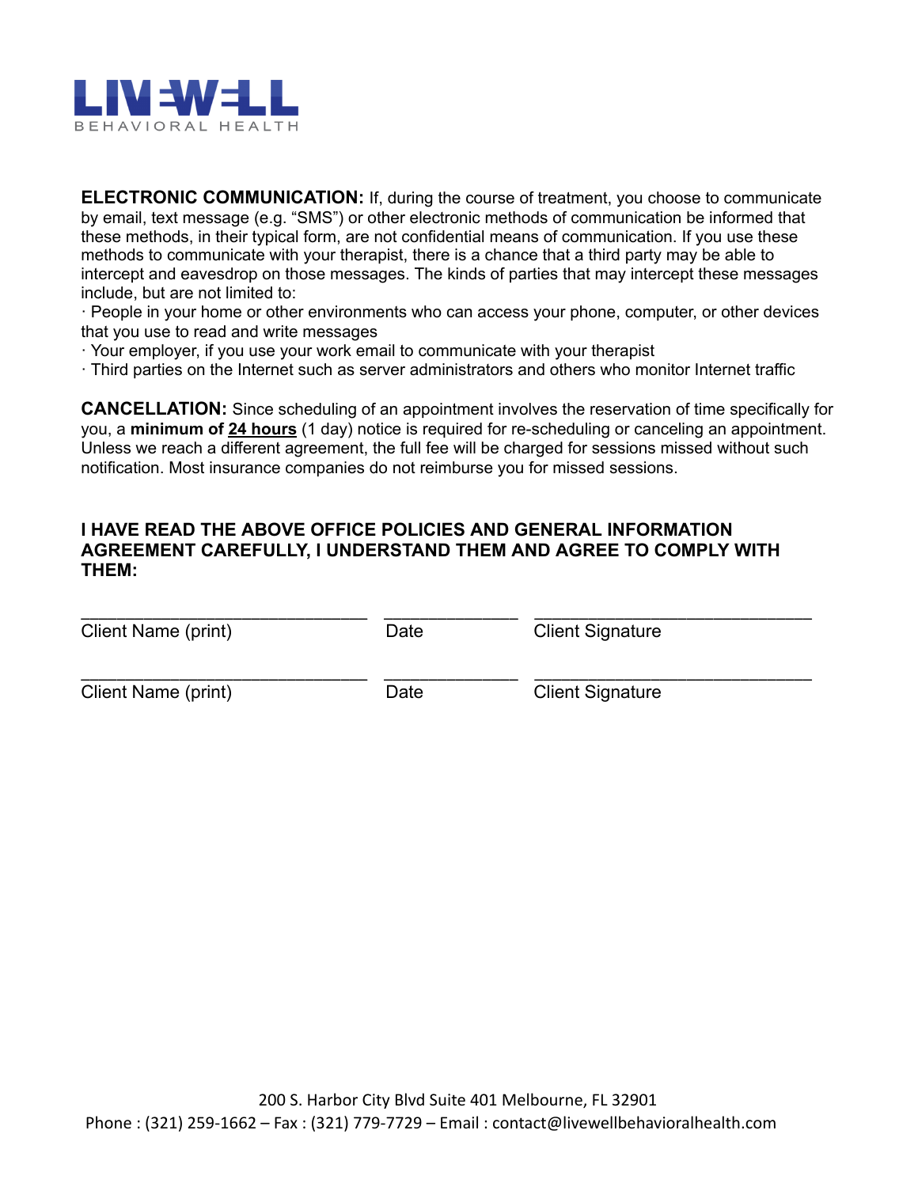**ELECTRONIC COMMUNICATION:** If, during the course of treatment, you choose to communicate by email, text message (e.g. "SMS") or other electronic methods of communication be informed that these methods, in their typical form, are not confidential means of communication. If you use these methods to communicate with your therapist, there is a chance that a third party may be able to intercept and eavesdrop on those messages. The kinds of parties that may intercept these messages include, but are not limited to:

· People in your home or other environments who can access your phone, computer, or other devices that you use to read and write messages

· Your employer, if you use your work email to communicate with your therapist

· Third parties on the Internet such as server administrators and others who monitor Internet traffic

**CANCELLATION:** Since scheduling of an appointment involves the reservation of time specifically for you, a **minimum of <u>24 hours</u>** (1 day) notice is required for re-scheduling or canceling an appointment. Unless we reach a different agreement, the full fee will be charged for sessions missed without such notification. Most insurance companies do not reimburse you for missed sessions.

**I HAVE READ THE ABOVE OFFICE POLICIES AND GENERAL INFORMATION AGREEMENT CAREFULLY, I UNDERSTAND THEM AND AGREE TO COMPLY WITH THEM:**

| ______________________________ | _____________ | ______________________________ |
|---|---|---|
| Client Name (print) | Date | Client Signature |
| ______________________________ | _____________ | ______________________________ |
| Client Name (print) | Date | Client Signature |

200 S. Harbor City Blvd Suite 401 Melbourne, FL 32901
Phone : (321) 259-1662 – Fax : (321) 779-7729 – Email : contact@livewellbehavioralhealth.com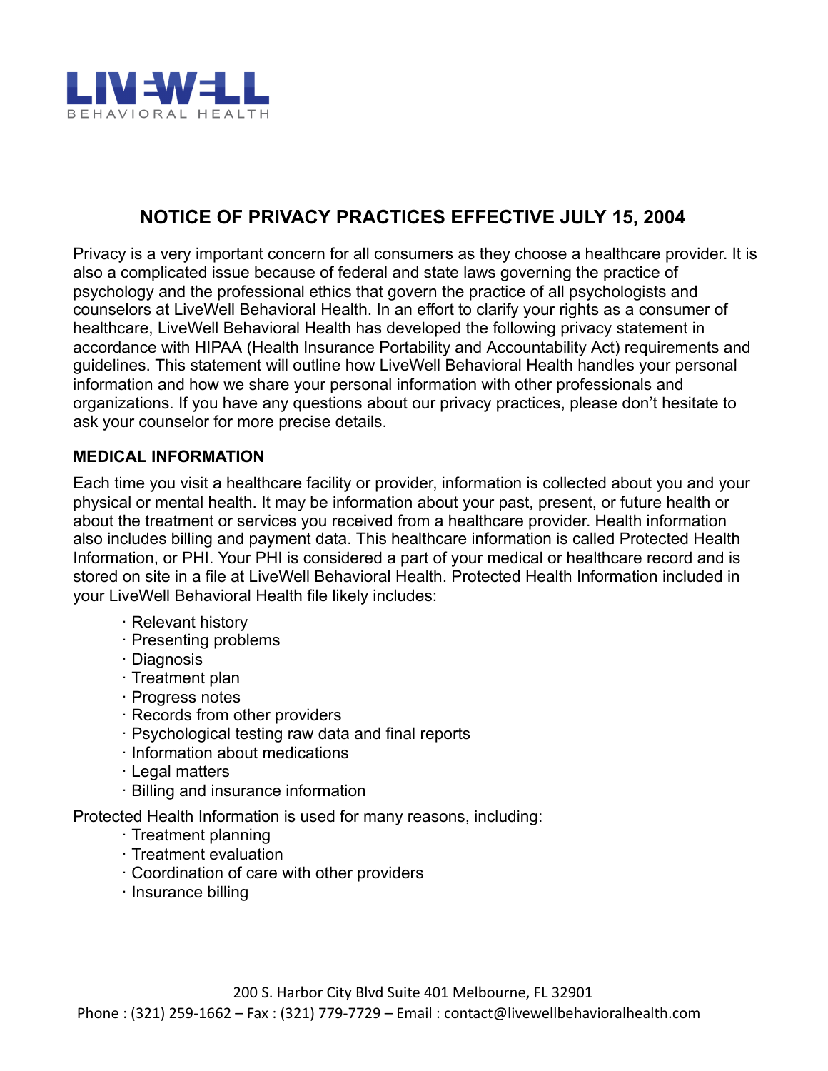# NOTICE OF PRIVACY PRACTICES EFFECTIVE JULY 15, 2004

Privacy is a very important concern for all consumers as they choose a healthcare provider. It is also a complicated issue because of federal and state laws governing the practice of psychology and the professional ethics that govern the practice of all psychologists and counselors at LiveWell Behavioral Health. In an effort to clarify your rights as a consumer of healthcare, LiveWell Behavioral Health has developed the following privacy statement in accordance with HIPAA (Health Insurance Portability and Accountability Act) requirements and guidelines. This statement will outline how LiveWell Behavioral Health handles your personal information and how we share your personal information with other professionals and organizations. If you have any questions about our privacy practices, please don't hesitate to ask your counselor for more precise details.

## MEDICAL INFORMATION

Each time you visit a healthcare facility or provider, information is collected about you and your physical or mental health. It may be information about your past, present, or future health or about the treatment or services you received from a healthcare provider. Health information also includes billing and payment data. This healthcare information is called Protected Health Information, or PHI. Your PHI is considered a part of your medical or healthcare record and is stored on site in a file at LiveWell Behavioral Health. Protected Health Information included in your LiveWell Behavioral Health file likely includes:

- Relevant history
- Presenting problems
- Diagnosis
- Treatment plan
- Progress notes
- Records from other providers
- Psychological testing raw data and final reports
- Information about medications
- Legal matters
- Billing and insurance information

Protected Health Information is used for many reasons, including:

- Treatment planning
- Treatment evaluation
- Coordination of care with other providers
- Insurance billing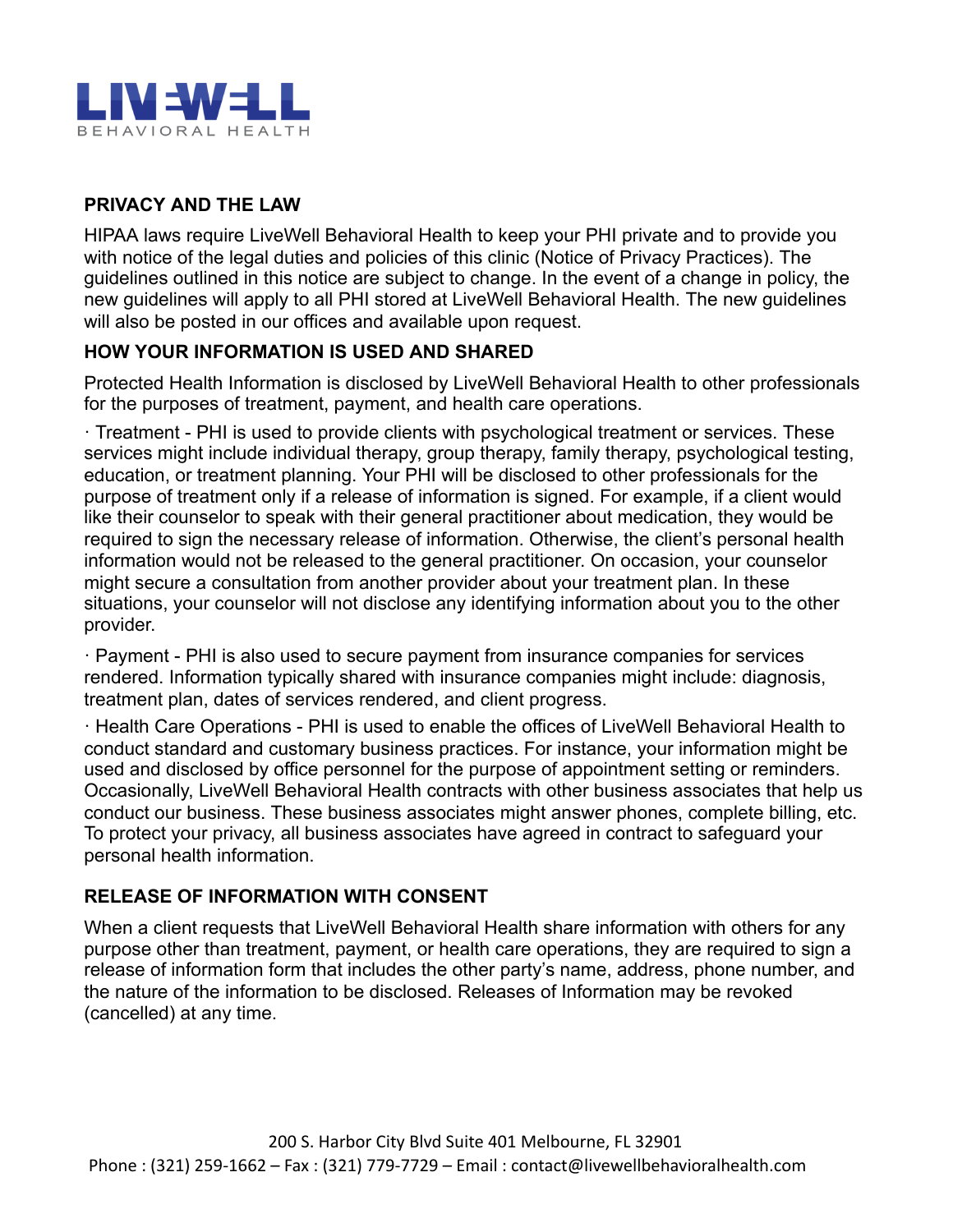## PRIVACY AND THE LAW

HIPAA laws require LiveWell Behavioral Health to keep your PHI private and to provide you with notice of the legal duties and policies of this clinic (Notice of Privacy Practices). The guidelines outlined in this notice are subject to change. In the event of a change in policy, the new guidelines will apply to all PHI stored at LiveWell Behavioral Health. The new guidelines will also be posted in our offices and available upon request.

## HOW YOUR INFORMATION IS USED AND SHARED

Protected Health Information is disclosed by LiveWell Behavioral Health to other professionals for the purposes of treatment, payment, and health care operations.

· Treatment - PHI is used to provide clients with psychological treatment or services. These services might include individual therapy, group therapy, family therapy, psychological testing, education, or treatment planning. Your PHI will be disclosed to other professionals for the purpose of treatment only if a release of information is signed. For example, if a client would like their counselor to speak with their general practitioner about medication, they would be required to sign the necessary release of information. Otherwise, the client's personal health information would not be released to the general practitioner. On occasion, your counselor might secure a consultation from another provider about your treatment plan. In these situations, your counselor will not disclose any identifying information about you to the other provider.

· Payment - PHI is also used to secure payment from insurance companies for services rendered. Information typically shared with insurance companies might include: diagnosis, treatment plan, dates of services rendered, and client progress.

· Health Care Operations - PHI is used to enable the offices of LiveWell Behavioral Health to conduct standard and customary business practices. For instance, your information might be used and disclosed by office personnel for the purpose of appointment setting or reminders. Occasionally, LiveWell Behavioral Health contracts with other business associates that help us conduct our business. These business associates might answer phones, complete billing, etc. To protect your privacy, all business associates have agreed in contract to safeguard your personal health information.

## RELEASE OF INFORMATION WITH CONSENT

When a client requests that LiveWell Behavioral Health share information with others for any purpose other than treatment, payment, or health care operations, they are required to sign a release of information form that includes the other party's name, address, phone number, and the nature of the information to be disclosed. Releases of Information may be revoked (cancelled) at any time.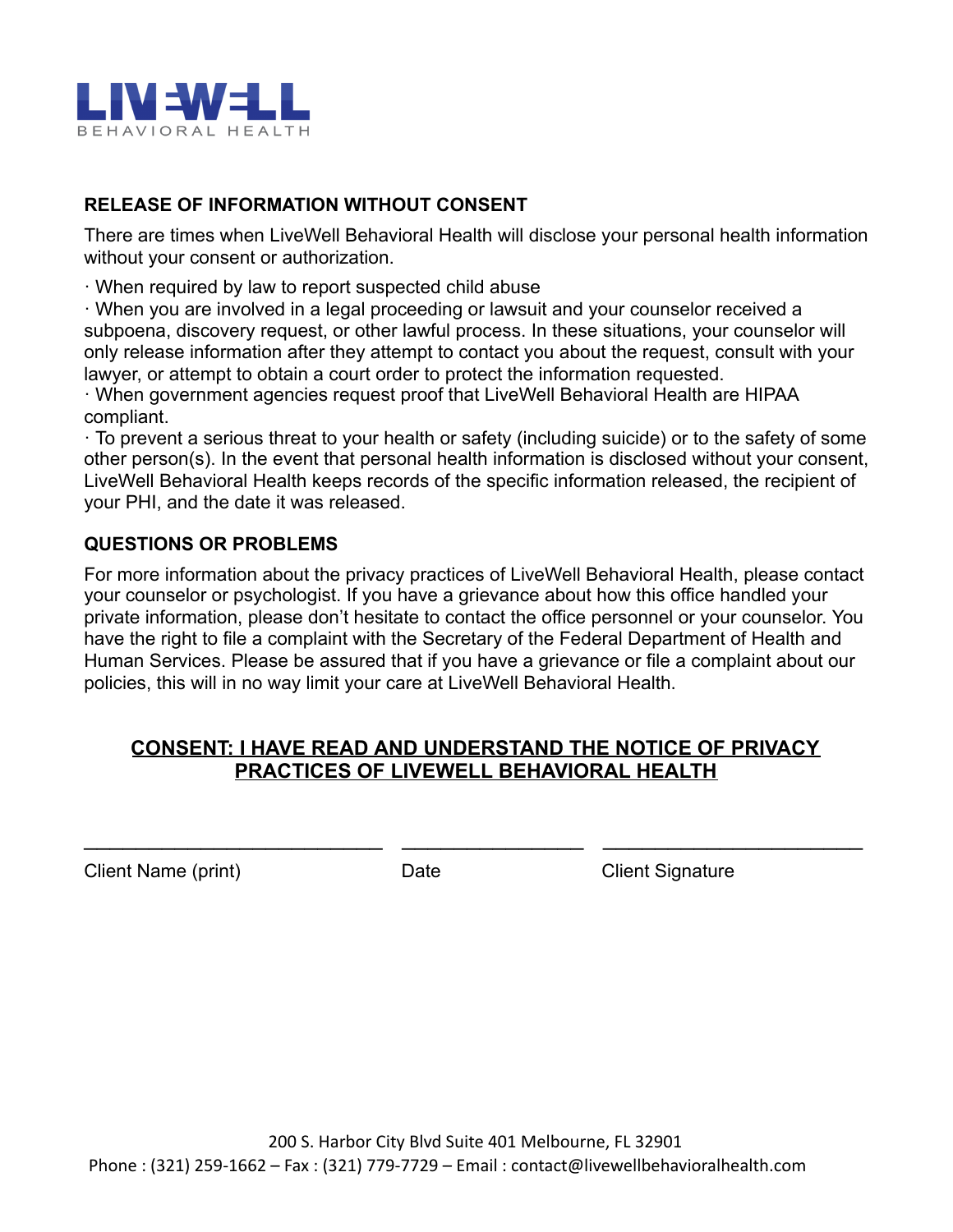## RELEASE OF INFORMATION WITHOUT CONSENT

There are times when LiveWell Behavioral Health will disclose your personal health information without your consent or authorization.

· When required by law to report suspected child abuse
· When you are involved in a legal proceeding or lawsuit and your counselor received a subpoena, discovery request, or other lawful process. In these situations, your counselor will only release information after they attempt to contact you about the request, consult with your lawyer, or attempt to obtain a court order to protect the information requested.
· When government agencies request proof that LiveWell Behavioral Health are HIPAA compliant.
· To prevent a serious threat to your health or safety (including suicide) or to the safety of some other person(s). In the event that personal health information is disclosed without your consent, LiveWell Behavioral Health keeps records of the specific information released, the recipient of your PHI, and the date it was released.

## QUESTIONS OR PROBLEMS

For more information about the privacy practices of LiveWell Behavioral Health, please contact your counselor or psychologist. If you have a grievance about how this office handled your private information, please don't hesitate to contact the office personnel or your counselor. You have the right to file a complaint with the Secretary of the Federal Department of Health and Human Services. Please be assured that if you have a grievance or file a complaint about our policies, this will in no way limit your care at LiveWell Behavioral Health.

**CONSENT: I HAVE READ AND UNDERSTAND THE NOTICE OF PRIVACY PRACTICES OF LIVEWELL BEHAVIORAL HEALTH**

_____________________________ _________________ ________________________

Client Name (print) Date Client Signature

200 S. Harbor City Blvd Suite 401 Melbourne, FL 32901
Phone : (321) 259-1662 – Fax : (321) 779-7729 – Email : contact@livewellbehavioralhealth.com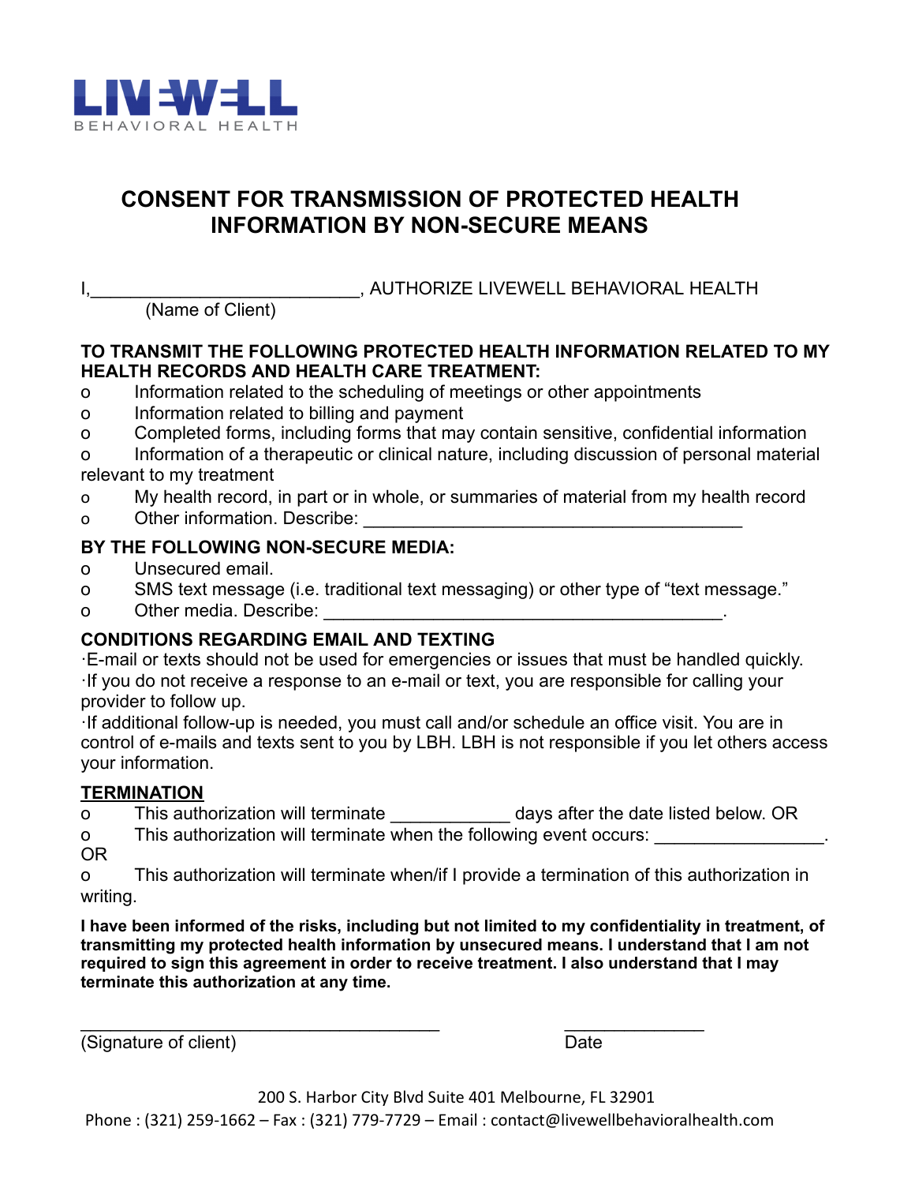LIVEWELL
BEHAVIORAL HEALTH

# CONSENT FOR TRANSMISSION OF PROTECTED HEALTH INFORMATION BY NON-SECURE MEANS

I,__________________________, AUTHORIZE LIVEWELL BEHAVIORAL HEALTH
(Name of Client)

**TO TRANSMIT THE FOLLOWING PROTECTED HEALTH INFORMATION RELATED TO MY HEALTH RECORDS AND HEALTH CARE TREATMENT:**

o Information related to the scheduling of meetings or other appointments
o Information related to billing and payment
o Completed forms, including forms that may contain sensitive, confidential information
o Information of a therapeutic or clinical nature, including discussion of personal material relevant to my treatment
o My health record, in part or in whole, or summaries of material from my health record
o Other information. Describe: _____________________________________

**BY THE FOLLOWING NON-SECURE MEDIA:**

o Unsecured email.
o SMS text message (i.e. traditional text messaging) or other type of "text message."
o Other media. Describe: _______________________________________.

**CONDITIONS REGARDING EMAIL AND TEXTING**

·E-mail or texts should not be used for emergencies or issues that must be handled quickly.
·If you do not receive a response to an e-mail or text, you are responsible for calling your provider to follow up.
·If additional follow-up is needed, you must call and/or schedule an office visit. You are in control of e-mails and texts sent to you by LBH. LBH is not responsible if you let others access your information.

**TERMINATION**

o This authorization will terminate ____________ days after the date listed below. OR
o This authorization will terminate when the following event occurs: ________________. OR
o This authorization will terminate when/if I provide a termination of this authorization in writing.

**I have been informed of the risks, including but not limited to my confidentiality in treatment, of transmitting my protected health information by unsecured means. I understand that I am not required to sign this agreement in order to receive treatment. I also understand that I may terminate this authorization at any time.**

_____________________________________ ______________
(Signature of client) Date

200 S. Harbor City Blvd Suite 401 Melbourne, FL 32901
Phone : (321) 259-1662 – Fax : (321) 779-7729 – Email : contact@livewellbehavioralhealth.com